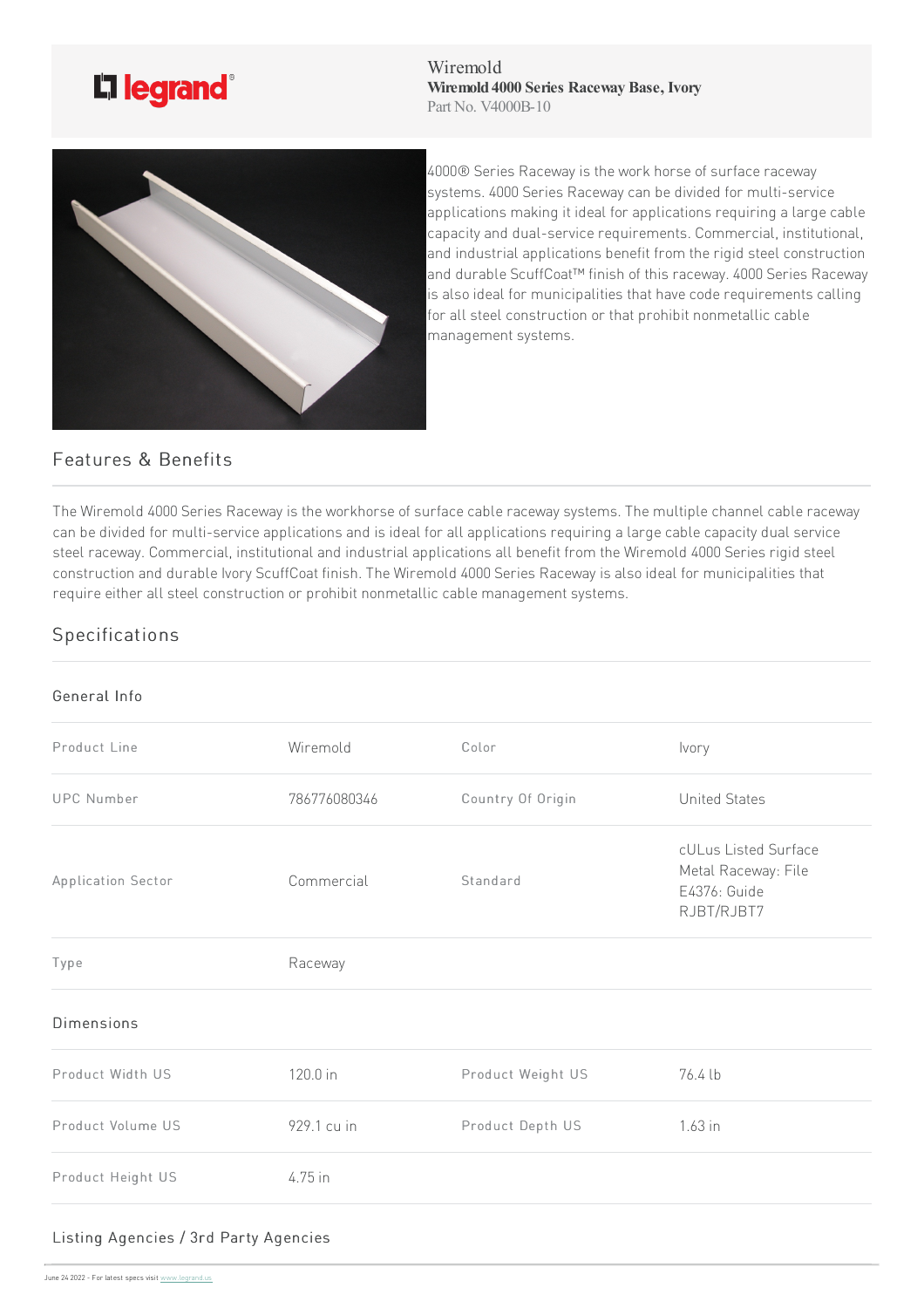Wiremold
**Wiremold 4000 Series Raceway Base, Ivory**
Part No. V4000B-10

4000® Series Raceway is the work horse of surface raceway systems. 4000 Series Raceway can be divided for multi-service applications making it ideal for applications requiring a large cable capacity and dual-service requirements. Commercial, institutional, and industrial applications benefit from the rigid steel construction and durable ScuffCoat™ finish of this raceway. 4000 Series Raceway is also ideal for municipalities that have code requirements calling for all steel construction or that prohibit nonmetallic cable management systems.

## Features & Benefits

The Wiremold 4000 Series Raceway is the workhorse of surface cable raceway systems. The multiple channel cable raceway can be divided for multi-service applications and is ideal for all applications requiring a large cable capacity dual service steel raceway. Commercial, institutional and industrial applications all benefit from the Wiremold 4000 Series rigid steel construction and durable Ivory ScuffCoat finish. The Wiremold 4000 Series Raceway is also ideal for municipalities that require either all steel construction or prohibit nonmetallic cable management systems.

## Specifications

### General Info

| | | | |
|---|---|---|---|
| Product Line | Wiremold | Color | Ivory |
| UPC Number | 786776080346 | Country Of Origin | United States |
| Application Sector | Commercial | Standard | cULus Listed Surface Metal Raceway: File E4376: Guide RJBT/RJBT7 |
| Type | Raceway | | |

### Dimensions

| | | | |
|---|---|---|---|
| Product Width US | 120.0 in | Product Weight US | 76.4 lb |
| Product Volume US | 929.1 cu in | Product Depth US | 1.63 in |
| Product Height US | 4.75 in | | |

### Listing Agencies / 3rd Party Agencies

June 24 2022 - For latest specs visit www.legrand.us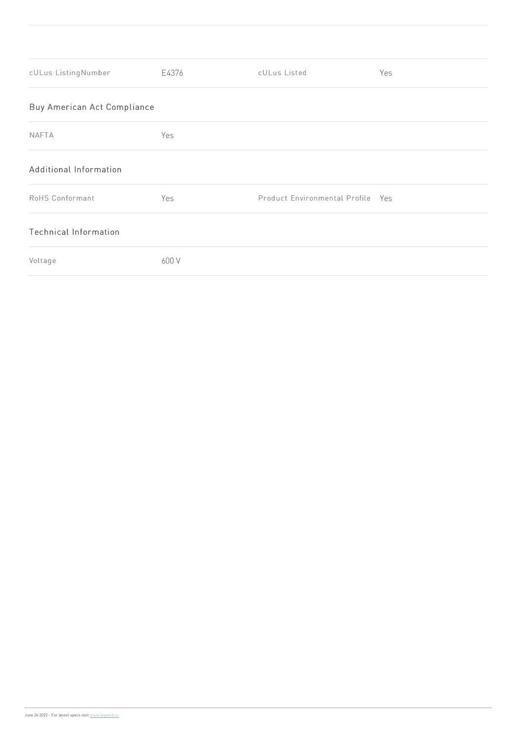| | | | |
|---|---|---|---|
| cULus ListingNumber | E4376 | cULus Listed | Yes |

## Buy American Act Compliance

| | |
|---|---|
| NAFTA | Yes |

## Additional Information

| | | | |
|---|---|---|---|
| RoHS Conformant | Yes | Product Environmental Profile | Yes |

## Technical Information

| | |
|---|---|
| Voltage | 600 V |

June 24 2022 - For latest specs visit www.legrand.us